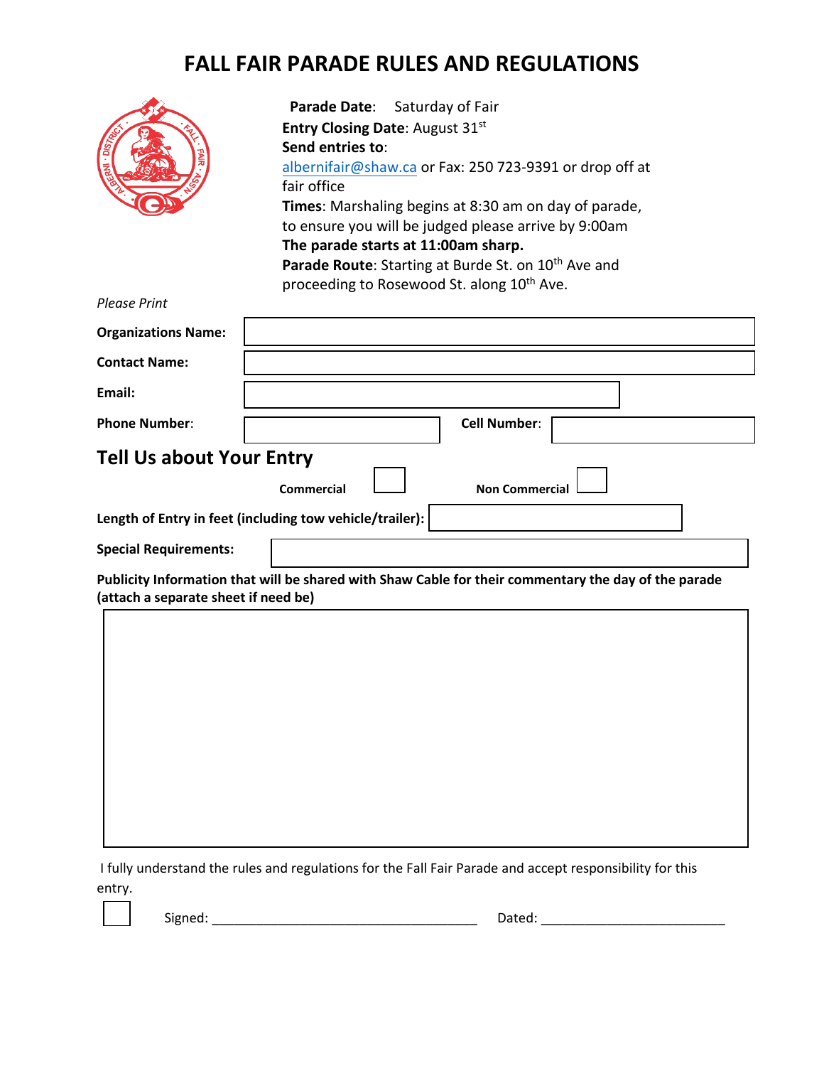# FALL FAIR PARADE RULES AND REGULATIONS

**Parade Date**: Saturday of Fair
**Entry Closing Date**: August 31st
**Send entries to**:
albernifair@shaw.ca or Fax: 250 723-9391 or drop off at fair office
**Times**: Marshaling begins at 8:30 am on day of parade, to ensure you will be judged please arrive by 9:00am
**The parade starts at 11:00am sharp.**
**Parade Route**: Starting at Burde St. on 10th Ave and proceeding to Rosewood St. along 10th Ave.

*Please Print*

**Organizations Name:**

**Contact Name:**

**Email:**

**Phone Number**: **Cell Number**:

## Tell Us about Your Entry

**Commercial** ☐ **Non Commercial** ☐

**Length of Entry in feet (including tow vehicle/trailer):**

**Special Requirements:**

**Publicity Information that will be shared with Shaw Cable for their commentary the day of the parade (attach a separate sheet if need be)**

I fully understand the rules and regulations for the Fall Fair Parade and accept responsibility for this entry.

☐ Signed: ___________________________________ Dated: ________________________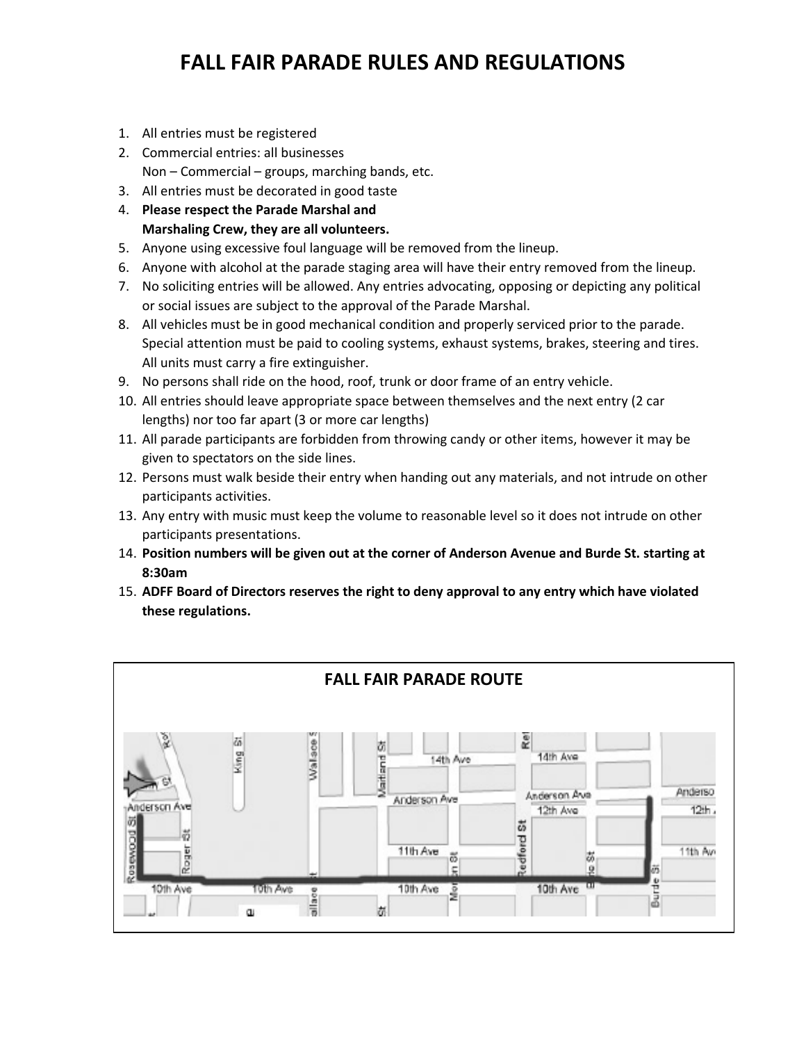# FALL FAIR PARADE RULES AND REGULATIONS

1. All entries must be registered
2. Commercial entries: all businesses
   Non – Commercial – groups, marching bands, etc.
3. All entries must be decorated in good taste
4. **Please respect the Parade Marshal and Marshaling Crew, they are all volunteers.**
5. Anyone using excessive foul language will be removed from the lineup.
6. Anyone with alcohol at the parade staging area will have their entry removed from the lineup.
7. No soliciting entries will be allowed. Any entries advocating, opposing or depicting any political or social issues are subject to the approval of the Parade Marshal.
8. All vehicles must be in good mechanical condition and properly serviced prior to the parade. Special attention must be paid to cooling systems, exhaust systems, brakes, steering and tires. All units must carry a fire extinguisher.
9. No persons shall ride on the hood, roof, trunk or door frame of an entry vehicle.
10. All entries should leave appropriate space between themselves and the next entry (2 car lengths) nor too far apart (3 or more car lengths)
11. All parade participants are forbidden from throwing candy or other items, however it may be given to spectators on the side lines.
12. Persons must walk beside their entry when handing out any materials, and not intrude on other participants activities.
13. Any entry with music must keep the volume to reasonable level so it does not intrude on other participants presentations.
14. **Position numbers will be given out at the corner of Anderson Avenue and Burde St. starting at 8:30am**
15. **ADFF Board of Directors reserves the right to deny approval to any entry which have violated these regulations.**

## FALL FAIR PARADE ROUTE

Anderson Ave
Rosewood St
Roger St
King St
Wallace St
Maitland St
Morton St
Redford St
Burde St
14th Ave
Anderson Ave
12th Ave
11th Ave
10th Ave